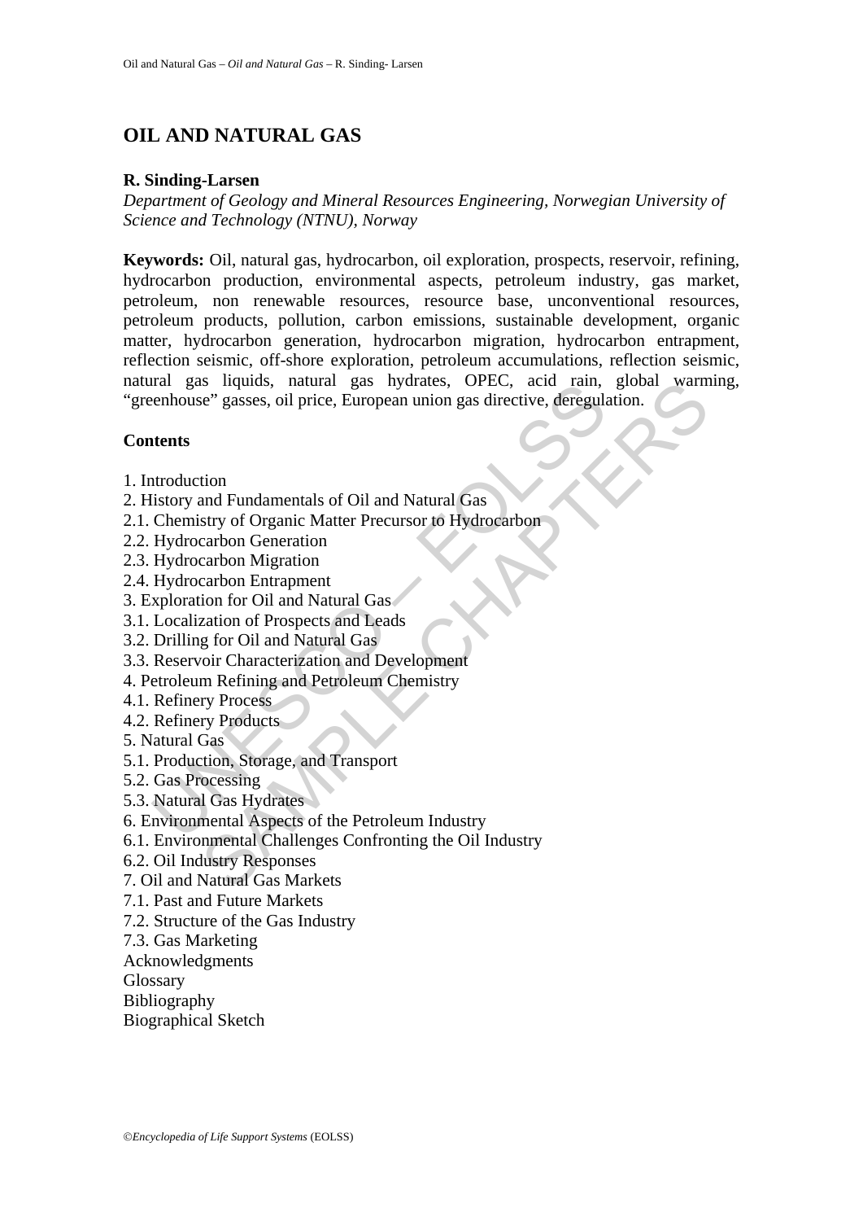# OIL AND NATURAL GAS

**R. Sinding-Larsen**

*Department of Geology and Mineral Resources Engineering, Norwegian University of Science and Technology (NTNU), Norway*

**Keywords:** Oil, natural gas, hydrocarbon, oil exploration, prospects, reservoir, refining, hydrocarbon production, environmental aspects, petroleum industry, gas market, petroleum, non renewable resources, resource base, unconventional resources, petroleum products, pollution, carbon emissions, sustainable development, organic matter, hydrocarbon generation, hydrocarbon migration, hydrocarbon entrapment, reflection seismic, off-shore exploration, petroleum accumulations, reflection seismic, natural gas liquids, natural gas hydrates, OPEC, acid rain, global warming, "greenhouse" gasses, oil price, European union gas directive, deregulation.

## Contents

1. Introduction
2. History and Fundamentals of Oil and Natural Gas
2.1. Chemistry of Organic Matter Precursor to Hydrocarbon
2.2. Hydrocarbon Generation
2.3. Hydrocarbon Migration
2.4. Hydrocarbon Entrapment
3. Exploration for Oil and Natural Gas
3.1. Localization of Prospects and Leads
3.2. Drilling for Oil and Natural Gas
3.3. Reservoir Characterization and Development
4. Petroleum Refining and Petroleum Chemistry
4.1. Refinery Process
4.2. Refinery Products
5. Natural Gas
5.1. Production, Storage, and Transport
5.2. Gas Processing
5.3. Natural Gas Hydrates
6. Environmental Aspects of the Petroleum Industry
6.1. Environmental Challenges Confronting the Oil Industry
6.2. Oil Industry Responses
7. Oil and Natural Gas Markets
7.1. Past and Future Markets
7.2. Structure of the Gas Industry
7.3. Gas Marketing
Acknowledgments
Glossary
Bibliography
Biographical Sketch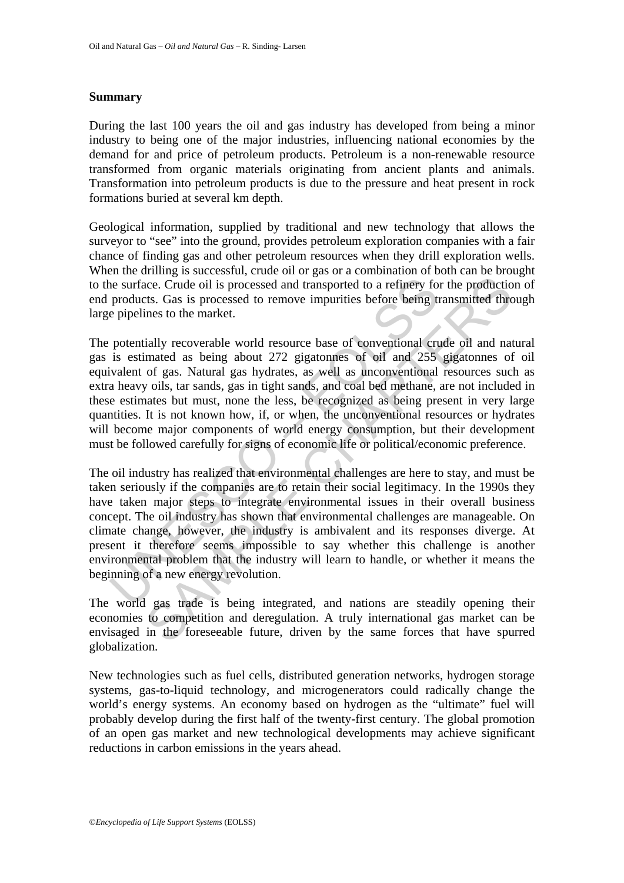### Summary

During the last 100 years the oil and gas industry has developed from being a minor industry to being one of the major industries, influencing national economies by the demand for and price of petroleum products. Petroleum is a non-renewable resource transformed from organic materials originating from ancient plants and animals. Transformation into petroleum products is due to the pressure and heat present in rock formations buried at several km depth.

Geological information, supplied by traditional and new technology that allows the surveyor to "see" into the ground, provides petroleum exploration companies with a fair chance of finding gas and other petroleum resources when they drill exploration wells. When the drilling is successful, crude oil or gas or a combination of both can be brought to the surface. Crude oil is processed and transported to a refinery for the production of end products. Gas is processed to remove impurities before being transmitted through large pipelines to the market.

The potentially recoverable world resource base of conventional crude oil and natural gas is estimated as being about 272 gigatonnes of oil and 255 gigatonnes of oil equivalent of gas. Natural gas hydrates, as well as unconventional resources such as extra heavy oils, tar sands, gas in tight sands, and coal bed methane, are not included in these estimates but must, none the less, be recognized as being present in very large quantities. It is not known how, if, or when, the unconventional resources or hydrates will become major components of world energy consumption, but their development must be followed carefully for signs of economic life or political/economic preference.

The oil industry has realized that environmental challenges are here to stay, and must be taken seriously if the companies are to retain their social legitimacy. In the 1990s they have taken major steps to integrate environmental issues in their overall business concept. The oil industry has shown that environmental challenges are manageable. On climate change, however, the industry is ambivalent and its responses diverge. At present it therefore seems impossible to say whether this challenge is another environmental problem that the industry will learn to handle, or whether it means the beginning of a new energy revolution.

The world gas trade is being integrated, and nations are steadily opening their economies to competition and deregulation. A truly international gas market can be envisaged in the foreseeable future, driven by the same forces that have spurred globalization.

New technologies such as fuel cells, distributed generation networks, hydrogen storage systems, gas-to-liquid technology, and microgenerators could radically change the world's energy systems. An economy based on hydrogen as the "ultimate" fuel will probably develop during the first half of the twenty-first century. The global promotion of an open gas market and new technological developments may achieve significant reductions in carbon emissions in the years ahead.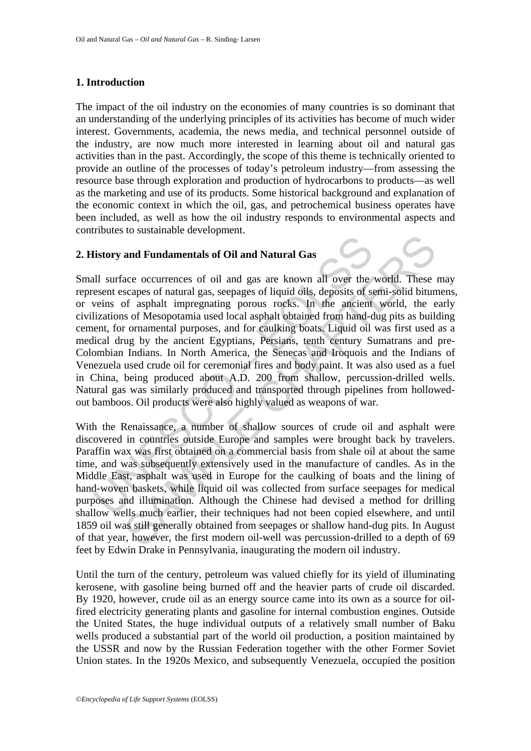## 1. Introduction

The impact of the oil industry on the economies of many countries is so dominant that an understanding of the underlying principles of its activities has become of much wider interest. Governments, academia, the news media, and technical personnel outside of the industry, are now much more interested in learning about oil and natural gas activities than in the past. Accordingly, the scope of this theme is technically oriented to provide an outline of the processes of today's petroleum industry—from assessing the resource base through exploration and production of hydrocarbons to products—as well as the marketing and use of its products. Some historical background and explanation of the economic context in which the oil, gas, and petrochemical business operates have been included, as well as how the oil industry responds to environmental aspects and contributes to sustainable development.

## 2. History and Fundamentals of Oil and Natural Gas

Small surface occurrences of oil and gas are known all over the world. These may represent escapes of natural gas, seepages of liquid oils, deposits of semi-solid bitumens, or veins of asphalt impregnating porous rocks. In the ancient world, the early civilizations of Mesopotamia used local asphalt obtained from hand-dug pits as building cement, for ornamental purposes, and for caulking boats. Liquid oil was first used as a medical drug by the ancient Egyptians, Persians, tenth century Sumatrans and pre-Colombian Indians. In North America, the Senecas and Iroquois and the Indians of Venezuela used crude oil for ceremonial fires and body paint. It was also used as a fuel in China, being produced about A.D. 200 from shallow, percussion-drilled wells. Natural gas was similarly produced and transported through pipelines from hollowed-out bamboos. Oil products were also highly valued as weapons of war.

With the Renaissance, a number of shallow sources of crude oil and asphalt were discovered in countries outside Europe and samples were brought back by travelers. Paraffin wax was first obtained on a commercial basis from shale oil at about the same time, and was subsequently extensively used in the manufacture of candles. As in the Middle East, asphalt was used in Europe for the caulking of boats and the lining of hand-woven baskets, while liquid oil was collected from surface seepages for medical purposes and illumination. Although the Chinese had devised a method for drilling shallow wells much earlier, their techniques had not been copied elsewhere, and until 1859 oil was still generally obtained from seepages or shallow hand-dug pits. In August of that year, however, the first modern oil-well was percussion-drilled to a depth of 69 feet by Edwin Drake in Pennsylvania, inaugurating the modern oil industry.

Until the turn of the century, petroleum was valued chiefly for its yield of illuminating kerosene, with gasoline being burned off and the heavier parts of crude oil discarded. By 1920, however, crude oil as an energy source came into its own as a source for oil-fired electricity generating plants and gasoline for internal combustion engines. Outside the United States, the huge individual outputs of a relatively small number of Baku wells produced a substantial part of the world oil production, a position maintained by the USSR and now by the Russian Federation together with the other Former Soviet Union states. In the 1920s Mexico, and subsequently Venezuela, occupied the position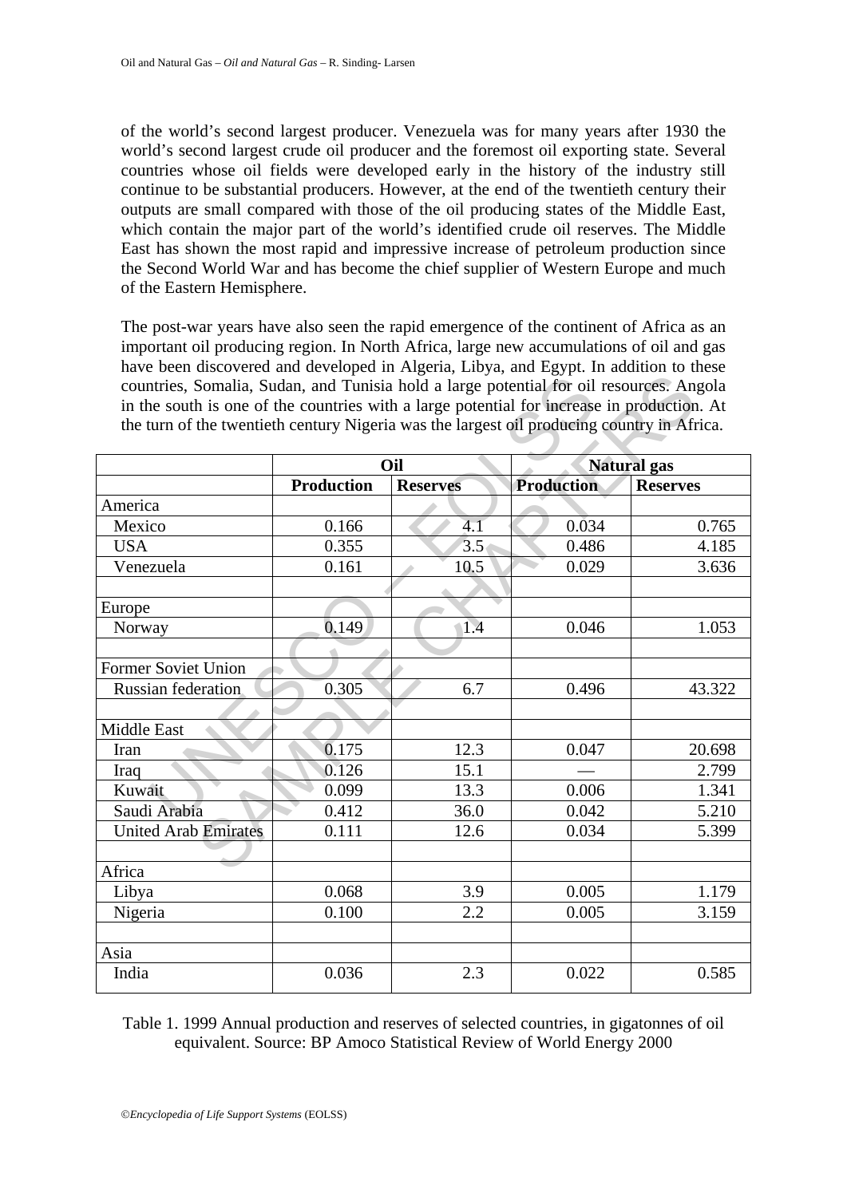of the world's second largest producer. Venezuela was for many years after 1930 the world's second largest crude oil producer and the foremost oil exporting state. Several countries whose oil fields were developed early in the history of the industry still continue to be substantial producers. However, at the end of the twentieth century their outputs are small compared with those of the oil producing states of the Middle East, which contain the major part of the world's identified crude oil reserves. The Middle East has shown the most rapid and impressive increase of petroleum production since the Second World War and has become the chief supplier of Western Europe and much of the Eastern Hemisphere.

The post-war years have also seen the rapid emergence of the continent of Africa as an important oil producing region. In North Africa, large new accumulations of oil and gas have been discovered and developed in Algeria, Libya, and Egypt. In addition to these countries, Somalia, Sudan, and Tunisia hold a large potential for oil resources. Angola in the south is one of the countries with a large potential for increase in production. At the turn of the twentieth century Nigeria was the largest oil producing country in Africa.

| | Oil | | Natural gas | |
|---|---|---|---|---|
| | **Production** | **Reserves** | **Production** | **Reserves** |
| America | | | | |
| Mexico | 0.166 | 4.1 | 0.034 | 0.765 |
| USA | 0.355 | 3.5 | 0.486 | 4.185 |
| Venezuela | 0.161 | 10.5 | 0.029 | 3.636 |
| | | | | |
| Europe | | | | |
| Norway | 0.149 | 1.4 | 0.046 | 1.053 |
| | | | | |
| Former Soviet Union | | | | |
| Russian federation | 0.305 | 6.7 | 0.496 | 43.322 |
| | | | | |
| Middle East | | | | |
| Iran | 0.175 | 12.3 | 0.047 | 20.698 |
| Iraq | 0.126 | 15.1 | — | 2.799 |
| Kuwait | 0.099 | 13.3 | 0.006 | 1.341 |
| Saudi Arabia | 0.412 | 36.0 | 0.042 | 5.210 |
| United Arab Emirates | 0.111 | 12.6 | 0.034 | 5.399 |
| | | | | |
| Africa | | | | |
| Libya | 0.068 | 3.9 | 0.005 | 1.179 |
| Nigeria | 0.100 | 2.2 | 0.005 | 3.159 |
| | | | | |
| Asia | | | | |
| India | 0.036 | 2.3 | 0.022 | 0.585 |

Table 1. 1999 Annual production and reserves of selected countries, in gigatonnes of oil equivalent. Source: BP Amoco Statistical Review of World Energy 2000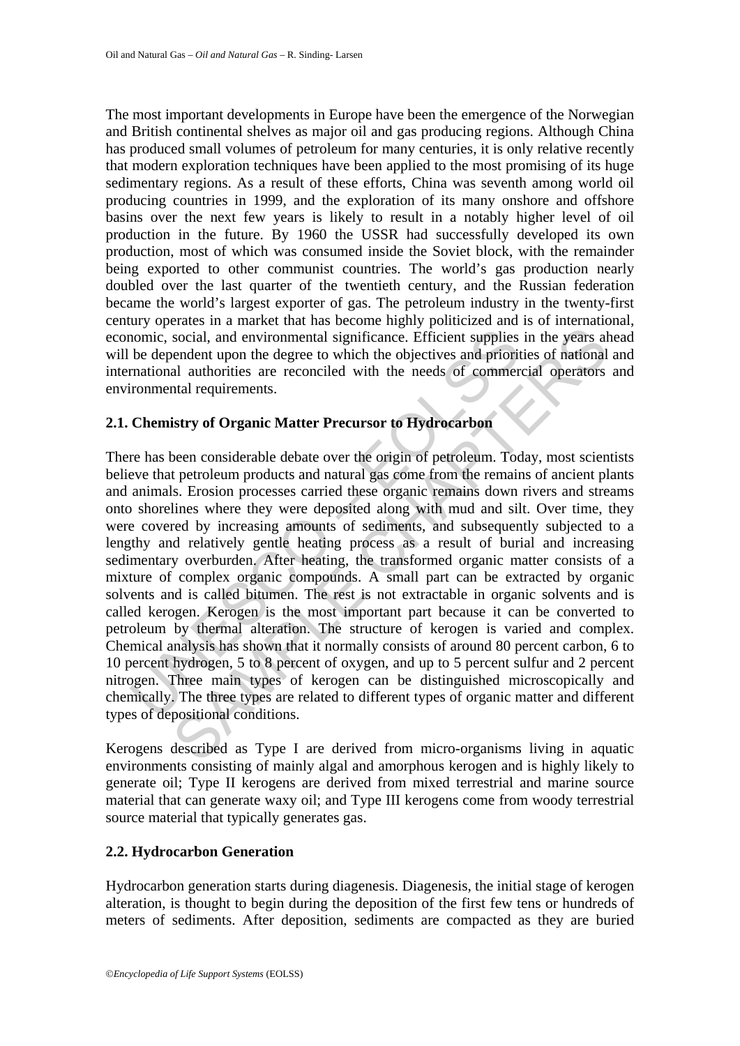The most important developments in Europe have been the emergence of the Norwegian and British continental shelves as major oil and gas producing regions. Although China has produced small volumes of petroleum for many centuries, it is only relative recently that modern exploration techniques have been applied to the most promising of its huge sedimentary regions. As a result of these efforts, China was seventh among world oil producing countries in 1999, and the exploration of its many onshore and offshore basins over the next few years is likely to result in a notably higher level of oil production in the future. By 1960 the USSR had successfully developed its own production, most of which was consumed inside the Soviet block, with the remainder being exported to other communist countries. The world's gas production nearly doubled over the last quarter of the twentieth century, and the Russian federation became the world's largest exporter of gas. The petroleum industry in the twenty-first century operates in a market that has become highly politicized and is of international, economic, social, and environmental significance. Efficient supplies in the years ahead will be dependent upon the degree to which the objectives and priorities of national and international authorities are reconciled with the needs of commercial operators and environmental requirements.

## 2.1. Chemistry of Organic Matter Precursor to Hydrocarbon

There has been considerable debate over the origin of petroleum. Today, most scientists believe that petroleum products and natural gas come from the remains of ancient plants and animals. Erosion processes carried these organic remains down rivers and streams onto shorelines where they were deposited along with mud and silt. Over time, they were covered by increasing amounts of sediments, and subsequently subjected to a lengthy and relatively gentle heating process as a result of burial and increasing sedimentary overburden. After heating, the transformed organic matter consists of a mixture of complex organic compounds. A small part can be extracted by organic solvents and is called bitumen. The rest is not extractable in organic solvents and is called kerogen. Kerogen is the most important part because it can be converted to petroleum by thermal alteration. The structure of kerogen is varied and complex. Chemical analysis has shown that it normally consists of around 80 percent carbon, 6 to 10 percent hydrogen, 5 to 8 percent of oxygen, and up to 5 percent sulfur and 2 percent nitrogen. Three main types of kerogen can be distinguished microscopically and chemically. The three types are related to different types of organic matter and different types of depositional conditions.

Kerogens described as Type I are derived from micro-organisms living in aquatic environments consisting of mainly algal and amorphous kerogen and is highly likely to generate oil; Type II kerogens are derived from mixed terrestrial and marine source material that can generate waxy oil; and Type III kerogens come from woody terrestrial source material that typically generates gas.

## 2.2. Hydrocarbon Generation

Hydrocarbon generation starts during diagenesis. Diagenesis, the initial stage of kerogen alteration, is thought to begin during the deposition of the first few tens or hundreds of meters of sediments. After deposition, sediments are compacted as they are buried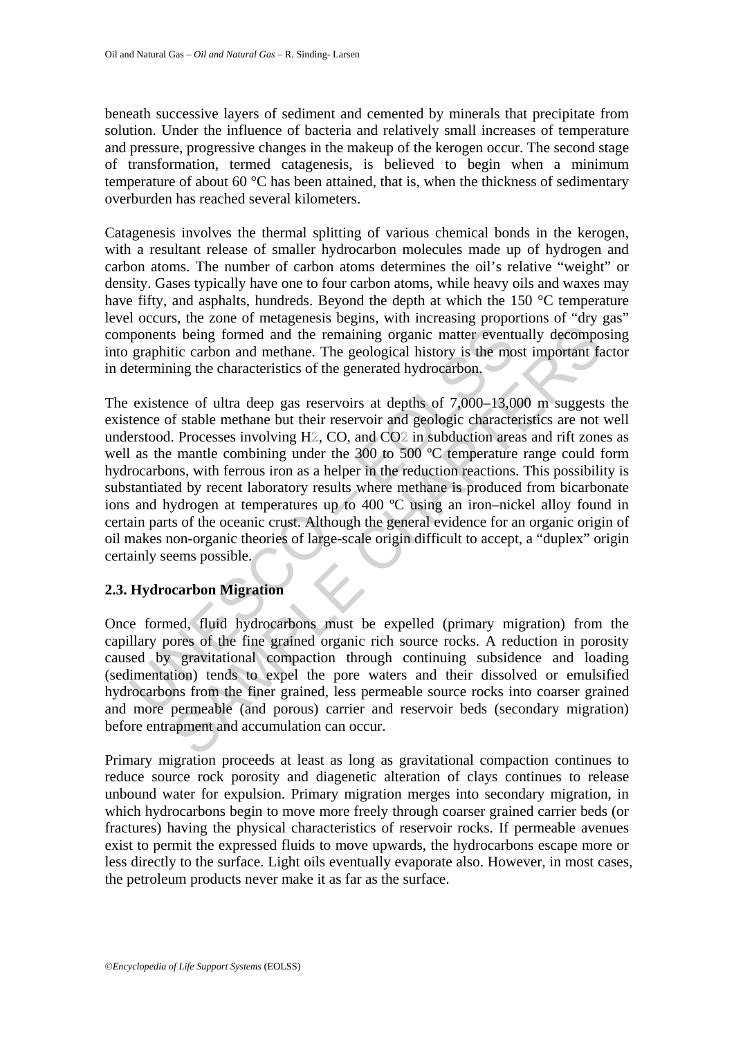beneath successive layers of sediment and cemented by minerals that precipitate from solution. Under the influence of bacteria and relatively small increases of temperature and pressure, progressive changes in the makeup of the kerogen occur. The second stage of transformation, termed catagenesis, is believed to begin when a minimum temperature of about 60 °C has been attained, that is, when the thickness of sedimentary overburden has reached several kilometers.

Catagenesis involves the thermal splitting of various chemical bonds in the kerogen, with a resultant release of smaller hydrocarbon molecules made up of hydrogen and carbon atoms. The number of carbon atoms determines the oil's relative "weight" or density. Gases typically have one to four carbon atoms, while heavy oils and waxes may have fifty, and asphalts, hundreds. Beyond the depth at which the 150 °C temperature level occurs, the zone of metagenesis begins, with increasing proportions of "dry gas" components being formed and the remaining organic matter eventually decomposing into graphitic carbon and methane. The geological history is the most important factor in determining the characteristics of the generated hydrocarbon.

The existence of ultra deep gas reservoirs at depths of 7,000–13,000 m suggests the existence of stable methane but their reservoir and geologic characteristics are not well understood. Processes involving $H_2$, CO, and $CO_2$ in subduction areas and rift zones as well as the mantle combining under the 300 to 500 ºC temperature range could form hydrocarbons, with ferrous iron as a helper in the reduction reactions. This possibility is substantiated by recent laboratory results where methane is produced from bicarbonate ions and hydrogen at temperatures up to 400 ºC using an iron–nickel alloy found in certain parts of the oceanic crust. Although the general evidence for an organic origin of oil makes non-organic theories of large-scale origin difficult to accept, a "duplex" origin certainly seems possible.

## 2.3. Hydrocarbon Migration

Once formed, fluid hydrocarbons must be expelled (primary migration) from the capillary pores of the fine grained organic rich source rocks. A reduction in porosity caused by gravitational compaction through continuing subsidence and loading (sedimentation) tends to expel the pore waters and their dissolved or emulsified hydrocarbons from the finer grained, less permeable source rocks into coarser grained and more permeable (and porous) carrier and reservoir beds (secondary migration) before entrapment and accumulation can occur.

Primary migration proceeds at least as long as gravitational compaction continues to reduce source rock porosity and diagenetic alteration of clays continues to release unbound water for expulsion. Primary migration merges into secondary migration, in which hydrocarbons begin to move more freely through coarser grained carrier beds (or fractures) having the physical characteristics of reservoir rocks. If permeable avenues exist to permit the expressed fluids to move upwards, the hydrocarbons escape more or less directly to the surface. Light oils eventually evaporate also. However, in most cases, the petroleum products never make it as far as the surface.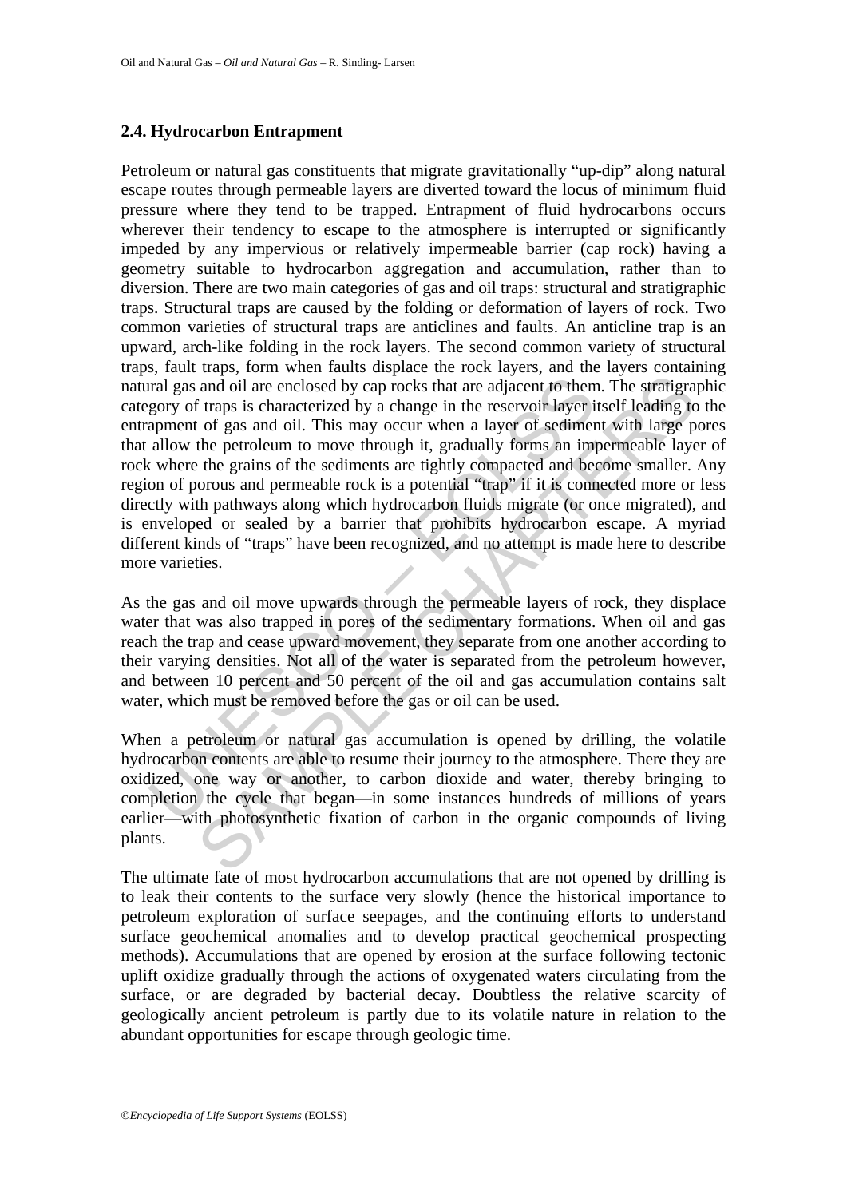## 2.4. Hydrocarbon Entrapment

Petroleum or natural gas constituents that migrate gravitationally "up-dip" along natural escape routes through permeable layers are diverted toward the locus of minimum fluid pressure where they tend to be trapped. Entrapment of fluid hydrocarbons occurs wherever their tendency to escape to the atmosphere is interrupted or significantly impeded by any impervious or relatively impermeable barrier (cap rock) having a geometry suitable to hydrocarbon aggregation and accumulation, rather than to diversion. There are two main categories of gas and oil traps: structural and stratigraphic traps. Structural traps are caused by the folding or deformation of layers of rock. Two common varieties of structural traps are anticlines and faults. An anticline trap is an upward, arch-like folding in the rock layers. The second common variety of structural traps, fault traps, form when faults displace the rock layers, and the layers containing natural gas and oil are enclosed by cap rocks that are adjacent to them. The stratigraphic category of traps is characterized by a change in the reservoir layer itself leading to the entrapment of gas and oil. This may occur when a layer of sediment with large pores that allow the petroleum to move through it, gradually forms an impermeable layer of rock where the grains of the sediments are tightly compacted and become smaller. Any region of porous and permeable rock is a potential "trap" if it is connected more or less directly with pathways along which hydrocarbon fluids migrate (or once migrated), and is enveloped or sealed by a barrier that prohibits hydrocarbon escape. A myriad different kinds of "traps" have been recognized, and no attempt is made here to describe more varieties.

As the gas and oil move upwards through the permeable layers of rock, they displace water that was also trapped in pores of the sedimentary formations. When oil and gas reach the trap and cease upward movement, they separate from one another according to their varying densities. Not all of the water is separated from the petroleum however, and between 10 percent and 50 percent of the oil and gas accumulation contains salt water, which must be removed before the gas or oil can be used.

When a petroleum or natural gas accumulation is opened by drilling, the volatile hydrocarbon contents are able to resume their journey to the atmosphere. There they are oxidized, one way or another, to carbon dioxide and water, thereby bringing to completion the cycle that began—in some instances hundreds of millions of years earlier—with photosynthetic fixation of carbon in the organic compounds of living plants.

The ultimate fate of most hydrocarbon accumulations that are not opened by drilling is to leak their contents to the surface very slowly (hence the historical importance to petroleum exploration of surface seepages, and the continuing efforts to understand surface geochemical anomalies and to develop practical geochemical prospecting methods). Accumulations that are opened by erosion at the surface following tectonic uplift oxidize gradually through the actions of oxygenated waters circulating from the surface, or are degraded by bacterial decay. Doubtless the relative scarcity of geologically ancient petroleum is partly due to its volatile nature in relation to the abundant opportunities for escape through geologic time.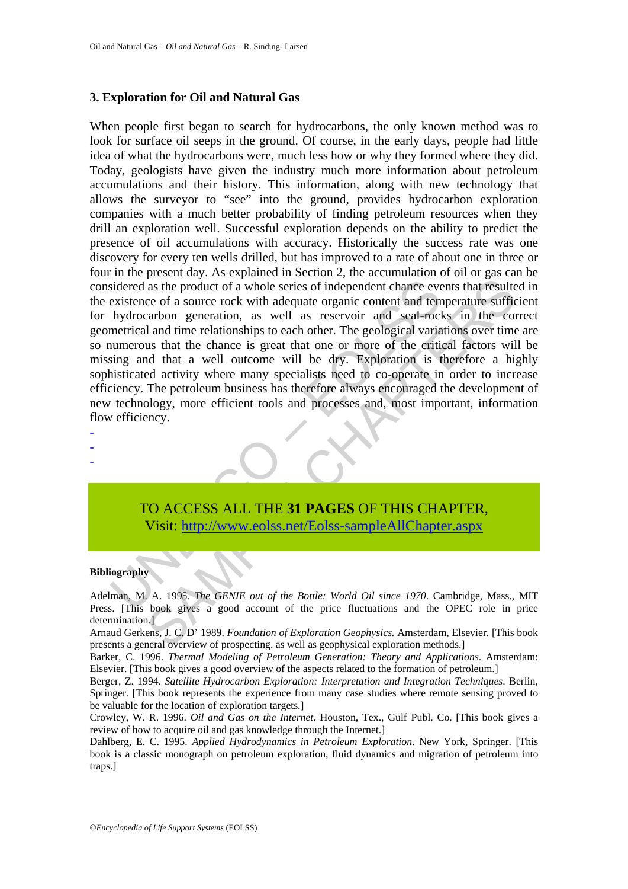## 3. Exploration for Oil and Natural Gas

When people first began to search for hydrocarbons, the only known method was to look for surface oil seeps in the ground. Of course, in the early days, people had little idea of what the hydrocarbons were, much less how or why they formed where they did. Today, geologists have given the industry much more information about petroleum accumulations and their history. This information, along with new technology that allows the surveyor to "see" into the ground, provides hydrocarbon exploration companies with a much better probability of finding petroleum resources when they drill an exploration well. Successful exploration depends on the ability to predict the presence of oil accumulations with accuracy. Historically the success rate was one discovery for every ten wells drilled, but has improved to a rate of about one in three or four in the present day. As explained in Section 2, the accumulation of oil or gas can be considered as the product of a whole series of independent chance events that resulted in the existence of a source rock with adequate organic content and temperature sufficient for hydrocarbon generation, as well as reservoir and seal-rocks in the correct geometrical and time relationships to each other. The geological variations over time are so numerous that the chance is great that one or more of the critical factors will be missing and that a well outcome will be dry. Exploration is therefore a highly sophisticated activity where many specialists need to co-operate in order to increase efficiency. The petroleum business has therefore always encouraged the development of new technology, more efficient tools and processes and, most important, information flow efficiency.

-
-
-

TO ACCESS ALL THE **31 PAGES** OF THIS CHAPTER,
Visit: http://www.eolss.net/Eolss-sampleAllChapter.aspx

#### Bibliography

Adelman, M. A. 1995. *The GENIE out of the Bottle: World Oil since 1970*. Cambridge, Mass., MIT Press. [This book gives a good account of the price fluctuations and the OPEC role in price determination.]

Arnaud Gerkens, J. C. D' 1989. *Foundation of Exploration Geophysics.* Amsterdam, Elsevier. [This book presents a general overview of prospecting. as well as geophysical exploration methods.]

Barker, C. 1996. *Thermal Modeling of Petroleum Generation: Theory and Applications*. Amsterdam: Elsevier. [This book gives a good overview of the aspects related to the formation of petroleum.]

Berger, Z. 1994. *Satellite Hydrocarbon Exploration: Interpretation and Integration Techniques*. Berlin, Springer. [This book represents the experience from many case studies where remote sensing proved to be valuable for the location of exploration targets.]

Crowley, W. R. 1996. *Oil and Gas on the Internet*. Houston, Tex., Gulf Publ. Co. [This book gives a review of how to acquire oil and gas knowledge through the Internet.]

Dahlberg, E. C. 1995. *Applied Hydrodynamics in Petroleum Exploration*. New York, Springer. [This book is a classic monograph on petroleum exploration, fluid dynamics and migration of petroleum into traps.]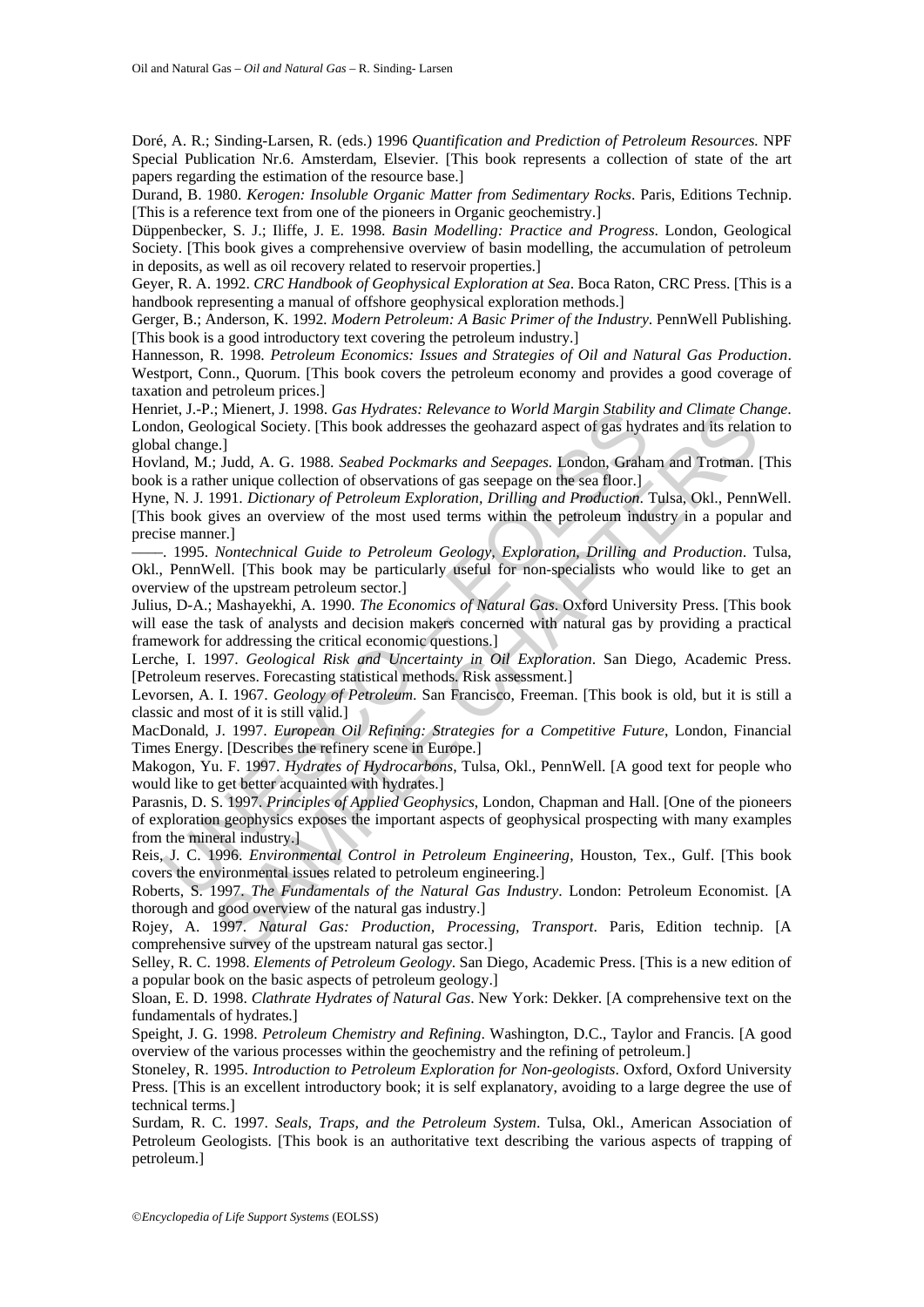Doré, A. R.; Sinding-Larsen, R. (eds.) 1996 *Quantification and Prediction of Petroleum Resources.* NPF Special Publication Nr.6. Amsterdam, Elsevier. [This book represents a collection of state of the art papers regarding the estimation of the resource base.]

Durand, B. 1980. *Kerogen: Insoluble Organic Matter from Sedimentary Rocks*. Paris, Editions Technip. [This is a reference text from one of the pioneers in Organic geochemistry.]

Düppenbecker, S. J.; Iliffe, J. E. 1998. *Basin Modelling: Practice and Progress*. London, Geological Society. [This book gives a comprehensive overview of basin modelling, the accumulation of petroleum in deposits, as well as oil recovery related to reservoir properties.]

Geyer, R. A. 1992. *CRC Handbook of Geophysical Exploration at Sea*. Boca Raton, CRC Press. [This is a handbook representing a manual of offshore geophysical exploration methods.]

Gerger, B.; Anderson, K. 1992. *Modern Petroleum: A Basic Primer of the Industry*. PennWell Publishing. [This book is a good introductory text covering the petroleum industry.]

Hannesson, R. 1998. *Petroleum Economics: Issues and Strategies of Oil and Natural Gas Production*. Westport, Conn., Quorum. [This book covers the petroleum economy and provides a good coverage of taxation and petroleum prices.]

Henriet, J.-P.; Mienert, J. 1998. *Gas Hydrates: Relevance to World Margin Stability and Climate Change*. London, Geological Society. [This book addresses the geohazard aspect of gas hydrates and its relation to global change.]

Hovland, M.; Judd, A. G. 1988. *Seabed Pockmarks and Seepages*. London, Graham and Trotman. [This book is a rather unique collection of observations of gas seepage on the sea floor.]

Hyne, N. J. 1991. *Dictionary of Petroleum Exploration, Drilling and Production*. Tulsa, Okl., PennWell. [This book gives an overview of the most used terms within the petroleum industry in a popular and precise manner.]

——. 1995. *Nontechnical Guide to Petroleum Geology, Exploration, Drilling and Production*. Tulsa, Okl., PennWell. [This book may be particularly useful for non-specialists who would like to get an overview of the upstream petroleum sector.]

Julius, D-A.; Mashayekhi, A. 1990. *The Economics of Natural Gas*. Oxford University Press. [This book will ease the task of analysts and decision makers concerned with natural gas by providing a practical framework for addressing the critical economic questions.]

Lerche, I. 1997. *Geological Risk and Uncertainty in Oil Exploration*. San Diego, Academic Press. [Petroleum reserves. Forecasting statistical methods. Risk assessment.]

Levorsen, A. I. 1967. *Geology of Petroleum*. San Francisco, Freeman. [This book is old, but it is still a classic and most of it is still valid.]

MacDonald, J. 1997. *European Oil Refining: Strategies for a Competitive Future*, London, Financial Times Energy. [Describes the refinery scene in Europe.]

Makogon, Yu. F. 1997. *Hydrates of Hydrocarbons*, Tulsa, Okl., PennWell. [A good text for people who would like to get better acquainted with hydrates.]

Parasnis, D. S. 1997. *Principles of Applied Geophysics*, London, Chapman and Hall. [One of the pioneers of exploration geophysics exposes the important aspects of geophysical prospecting with many examples from the mineral industry.]

Reis, J. C. 1996. *Environmental Control in Petroleum Engineering*, Houston, Tex., Gulf. [This book covers the environmental issues related to petroleum engineering.]

Roberts, S. 1997. *The Fundamentals of the Natural Gas Industry*. London: Petroleum Economist. [A thorough and good overview of the natural gas industry.]

Rojey, A. 1997. *Natural Gas: Production, Processing, Transport*. Paris, Edition technip. [A comprehensive survey of the upstream natural gas sector.]

Selley, R. C. 1998. *Elements of Petroleum Geology*. San Diego, Academic Press. [This is a new edition of a popular book on the basic aspects of petroleum geology.]

Sloan, E. D. 1998. *Clathrate Hydrates of Natural Gas*. New York: Dekker. [A comprehensive text on the fundamentals of hydrates.]

Speight, J. G. 1998. *Petroleum Chemistry and Refining*. Washington, D.C., Taylor and Francis. [A good overview of the various processes within the geochemistry and the refining of petroleum.]

Stoneley, R. 1995. *Introduction to Petroleum Exploration for Non-geologists*. Oxford, Oxford University Press. [This is an excellent introductory book; it is self explanatory, avoiding to a large degree the use of technical terms.]

Surdam, R. C. 1997. *Seals, Traps, and the Petroleum System*. Tulsa, Okl., American Association of Petroleum Geologists. [This book is an authoritative text describing the various aspects of trapping of petroleum.]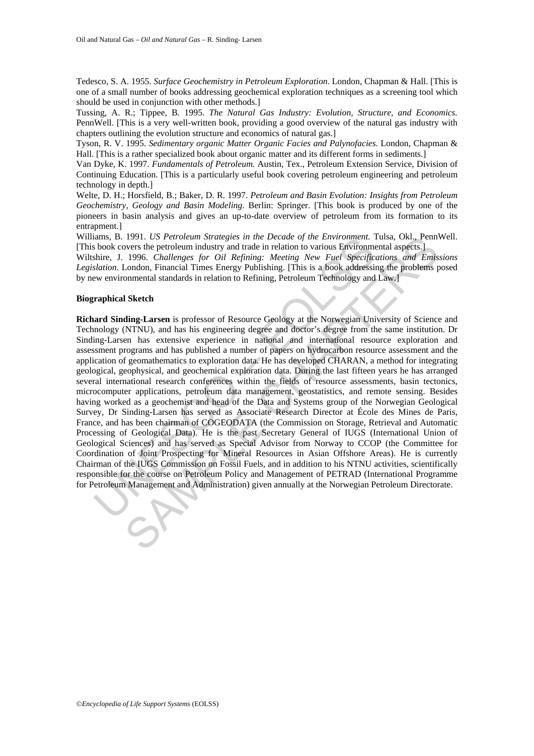Tedesco, S. A. 1955. *Surface Geochemistry in Petroleum Exploration*. London, Chapman & Hall. [This is one of a small number of books addressing geochemical exploration techniques as a screening tool which should be used in conjunction with other methods.]

Tussing, A. R.; Tippee, B. 1995. *The Natural Gas Industry: Evolution, Structure, and Economics.* PennWell. [This is a very well-written book, providing a good overview of the natural gas industry with chapters outlining the evolution structure and economics of natural gas.]

Tyson, R. V. 1995. *Sedimentary organic Matter Organic Facies and Palynofacies*. London, Chapman & Hall. [This is a rather specialized book about organic matter and its different forms in sediments.]

Van Dyke, K. 1997. *Fundamentals of Petroleum.* Austin, Tex., Petroleum Extension Service, Division of Continuing Education. [This is a particularly useful book covering petroleum engineering and petroleum technology in depth.]

Welte, D. H.; Horsfield, B.; Baker, D. R. 1997. *Petroleum and Basin Evolution: Insights from Petroleum Geochemistry, Geology and Basin Modeling*. Berlin: Springer. [This book is produced by one of the pioneers in basin analysis and gives an up-to-date overview of petroleum from its formation to its entrapment.]

Williams, B. 1991. *US Petroleum Strategies in the Decade of the Environment.* Tulsa, Okl., PennWell. [This book covers the petroleum industry and trade in relation to various Environmental aspects.]

Wiltshire, J. 1996. *Challenges for Oil Refining: Meeting New Fuel Specifications and Emissions Legislation*. London, Financial Times Energy Publishing. [This is a book addressing the problems posed by new environmental standards in relation to Refining, Petroleum Technology and Law.]

**Biographical Sketch**

**Richard Sinding-Larsen** is professor of Resource Geology at the Norwegian University of Science and Technology (NTNU), and has his engineering degree and doctor's degree from the same institution. Dr Sinding-Larsen has extensive experience in national and international resource exploration and assessment programs and has published a number of papers on hydrocarbon resource assessment and the application of geomathematics to exploration data. He has developed CHARAN, a method for integrating geological, geophysical, and geochemical exploration data. During the last fifteen years he has arranged several international research conferences within the fields of resource assessments, basin tectonics, microcomputer applications, petroleum data management, geostatistics, and remote sensing. Besides having worked as a geochemist and head of the Data and Systems group of the Norwegian Geological Survey, Dr Sinding-Larsen has served as Associate Research Director at École des Mines de Paris, France, and has been chairman of COGEODATA (the Commission on Storage, Retrieval and Automatic Processing of Geological Data). He is the past Secretary General of IUGS (International Union of Geological Sciences) and has served as Special Advisor from Norway to CCOP (the Committee for Coordination of Joint Prospecting for Mineral Resources in Asian Offshore Areas). He is currently Chairman of the IUGS Commission on Fossil Fuels, and in addition to his NTNU activities, scientifically responsible for the course on Petroleum Policy and Management of PETRAD (International Programme for Petroleum Management and Administration) given annually at the Norwegian Petroleum Directorate.